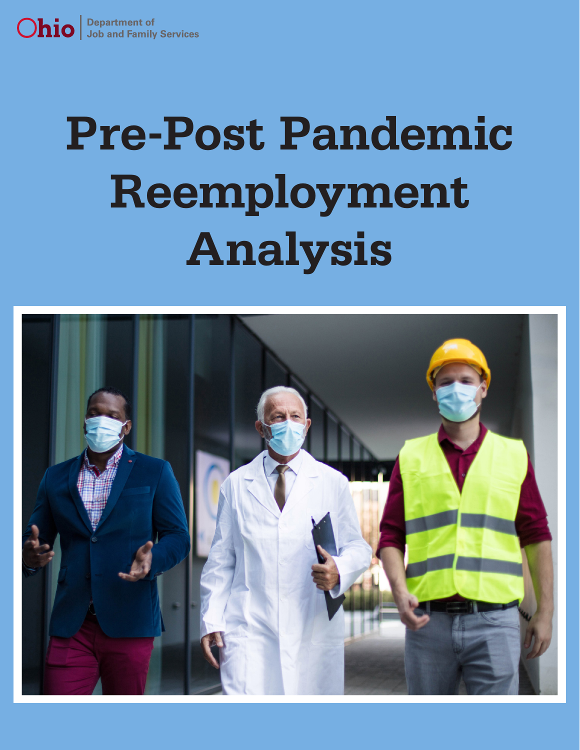Ohio | Department of Job and Family Services

# Pre-Post Pandemic Reemployment Analysis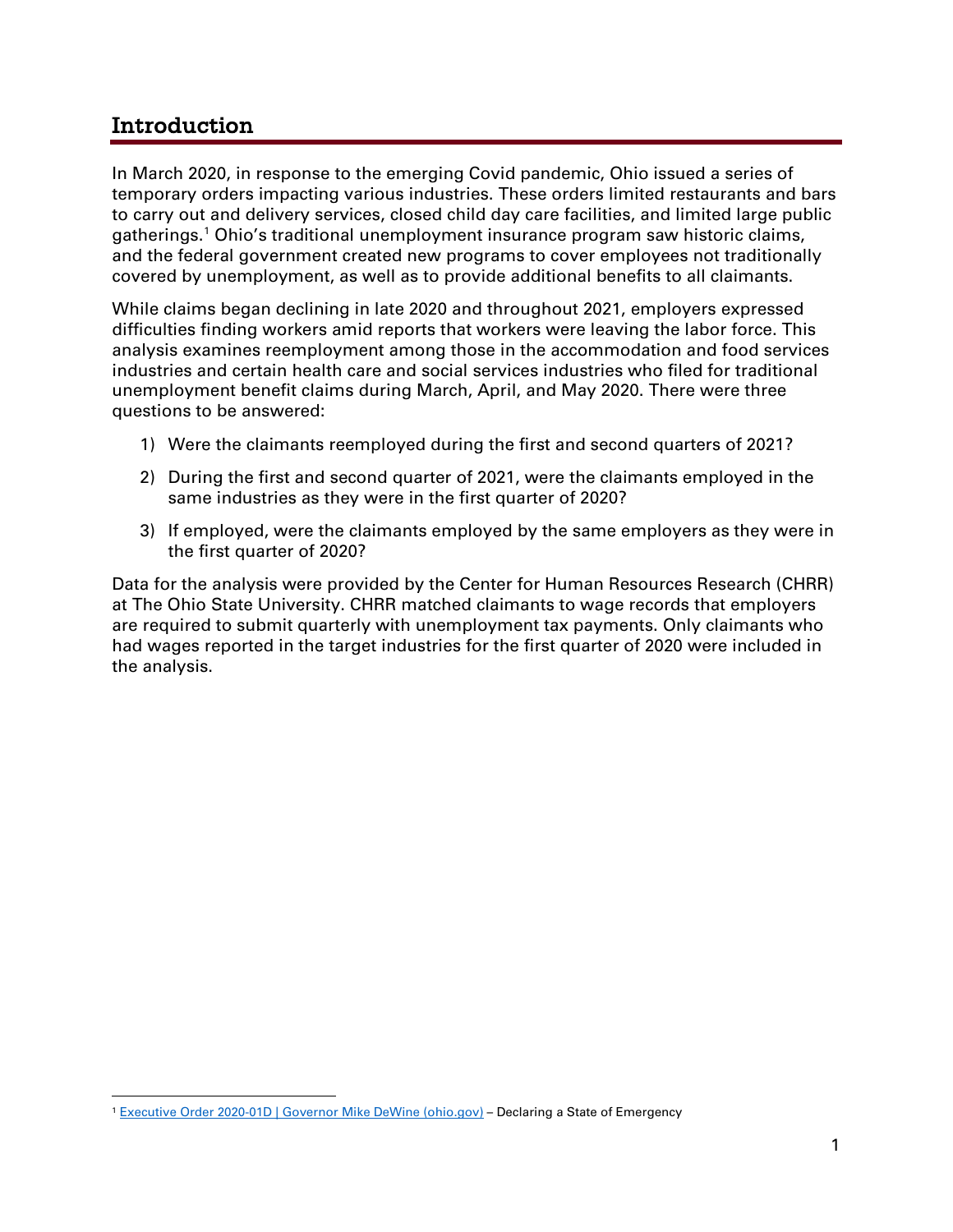## Introduction

In March 2020, in response to the emerging Covid pandemic, Ohio issued a series of temporary orders impacting various industries. These orders limited restaurants and bars to carry out and delivery services, closed child day care facilities, and limited large public gatherings.[1] Ohio's traditional unemployment insurance program saw historic claims, and the federal government created new programs to cover employees not traditionally covered by unemployment, as well as to provide additional benefits to all claimants.

While claims began declining in late 2020 and throughout 2021, employers expressed difficulties finding workers amid reports that workers were leaving the labor force. This analysis examines reemployment among those in the accommodation and food services industries and certain health care and social services industries who filed for traditional unemployment benefit claims during March, April, and May 2020. There were three questions to be answered:

1) Were the claimants reemployed during the first and second quarters of 2021?
2) During the first and second quarter of 2021, were the claimants employed in the same industries as they were in the first quarter of 2020?
3) If employed, were the claimants employed by the same employers as they were in the first quarter of 2020?

Data for the analysis were provided by the Center for Human Resources Research (CHRR) at The Ohio State University. CHRR matched claimants to wage records that employers are required to submit quarterly with unemployment tax payments. Only claimants who had wages reported in the target industries for the first quarter of 2020 were included in the analysis.

[1] Executive Order 2020-01D | Governor Mike DeWine (ohio.gov) – Declaring a State of Emergency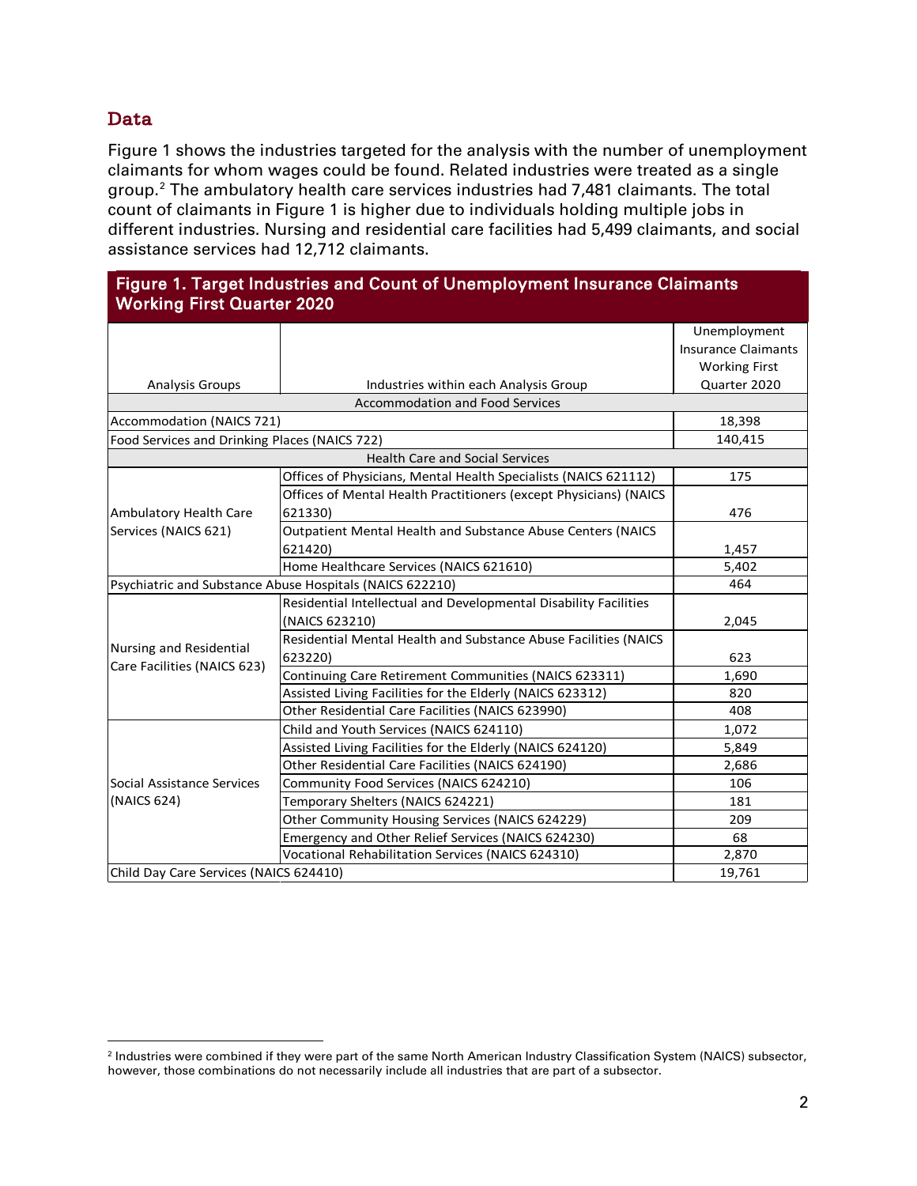## Data

Figure 1 shows the industries targeted for the analysis with the number of unemployment claimants for whom wages could be found. Related industries were treated as a single group.[2] The ambulatory health care services industries had 7,481 claimants. The total count of claimants in Figure 1 is higher due to individuals holding multiple jobs in different industries. Nursing and residential care facilities had 5,499 claimants, and social assistance services had 12,712 claimants.

**Figure 1. Target Industries and Count of Unemployment Insurance Claimants Working First Quarter 2020**

| Analysis Groups | Industries within each Analysis Group | Unemployment Insurance Claimants Working First Quarter 2020 |
|---|---|---|
| | Accommodation and Food Services | |
| Accommodation (NAICS 721) | | 18,398 |
| Food Services and Drinking Places (NAICS 722) | | 140,415 |
| | Health Care and Social Services | |
| Ambulatory Health Care Services (NAICS 621) | Offices of Physicians, Mental Health Specialists (NAICS 621112) | 175 |
| | Offices of Mental Health Practitioners (except Physicians) (NAICS 621330) | 476 |
| | Outpatient Mental Health and Substance Abuse Centers (NAICS 621420) | 1,457 |
| | Home Healthcare Services (NAICS 621610) | 5,402 |
| Psychiatric and Substance Abuse Hospitals (NAICS 622210) | | 464 |
| Nursing and Residential Care Facilities (NAICS 623) | Residential Intellectual and Developmental Disability Facilities (NAICS 623210) | 2,045 |
| | Residential Mental Health and Substance Abuse Facilities (NAICS 623220) | 623 |
| | Continuing Care Retirement Communities (NAICS 623311) | 1,690 |
| | Assisted Living Facilities for the Elderly (NAICS 623312) | 820 |
| | Other Residential Care Facilities (NAICS 623990) | 408 |
| Social Assistance Services (NAICS 624) | Child and Youth Services (NAICS 624110) | 1,072 |
| | Assisted Living Facilities for the Elderly (NAICS 624120) | 5,849 |
| | Other Residential Care Facilities (NAICS 624190) | 2,686 |
| | Community Food Services (NAICS 624210) | 106 |
| | Temporary Shelters (NAICS 624221) | 181 |
| | Other Community Housing Services (NAICS 624229) | 209 |
| | Emergency and Other Relief Services (NAICS 624230) | 68 |
| | Vocational Rehabilitation Services (NAICS 624310) | 2,870 |
| Child Day Care Services (NAICS 624410) | | 19,761 |

[2] Industries were combined if they were part of the same North American Industry Classification System (NAICS) subsector, however, those combinations do not necessarily include all industries that are part of a subsector.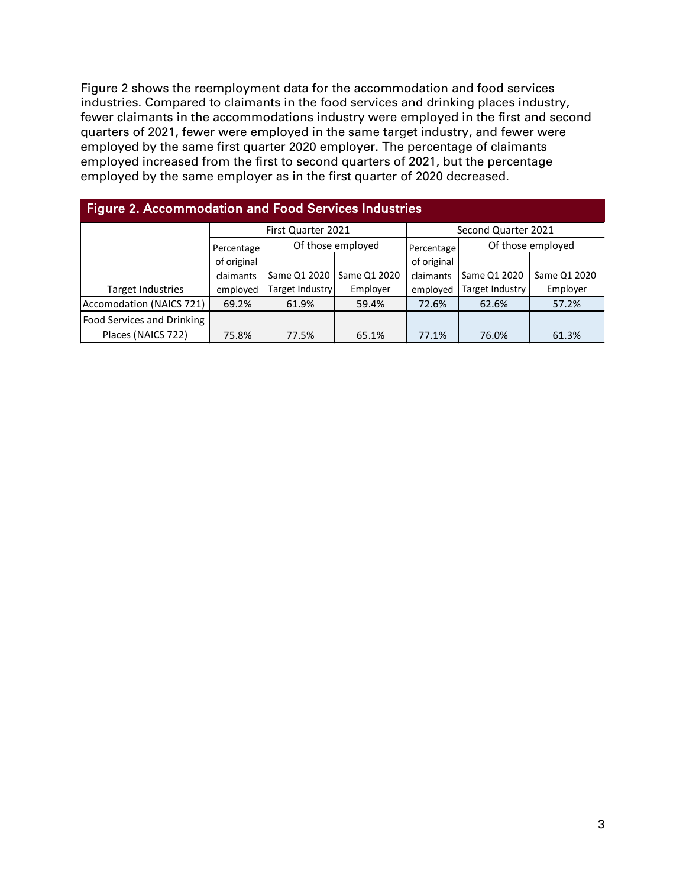Figure 2 shows the reemployment data for the accommodation and food services industries. Compared to claimants in the food services and drinking places industry, fewer claimants in the accommodations industry were employed in the first and second quarters of 2021, fewer were employed in the same target industry, and fewer were employed by the same first quarter 2020 employer. The percentage of claimants employed increased from the first to second quarters of 2021, but the percentage employed by the same employer as in the first quarter of 2020 decreased.

**Figure 2. Accommodation and Food Services Industries**

| | First Quarter 2021 | | | Second Quarter 2021 | | |
|---|---|---|---|---|---|---|
| | Percentage of original claimants employed | Of those employed | | Percentage of original claimants employed | Of those employed | |
| Target Industries | | Same Q1 2020 Target Industry | Same Q1 2020 Employer | | Same Q1 2020 Target Industry | Same Q1 2020 Employer |
| Accomodation (NAICS 721) | 69.2% | 61.9% | 59.4% | 72.6% | 62.6% | 57.2% |
| Food Services and Drinking Places (NAICS 722) | 75.8% | 77.5% | 65.1% | 77.1% | 76.0% | 61.3% |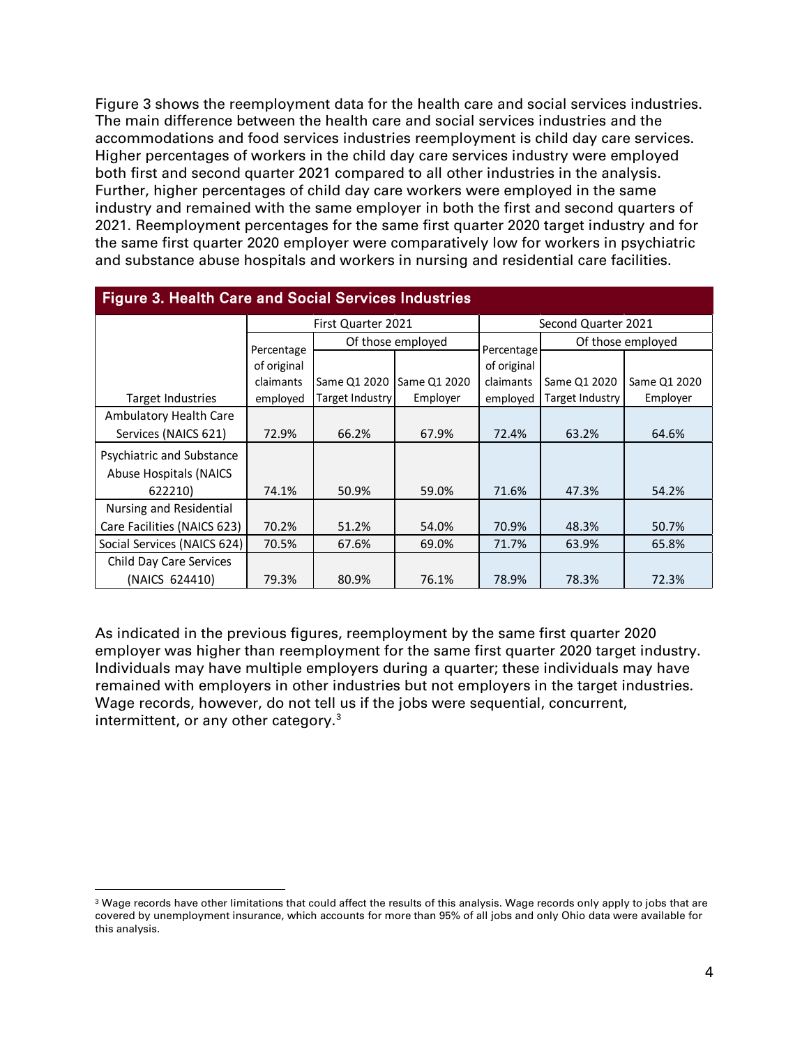Figure 3 shows the reemployment data for the health care and social services industries. The main difference between the health care and social services industries and the accommodations and food services industries reemployment is child day care services. Higher percentages of workers in the child day care services industry were employed both first and second quarter 2021 compared to all other industries in the analysis. Further, higher percentages of child day care workers were employed in the same industry and remained with the same employer in both the first and second quarters of 2021. Reemployment percentages for the same first quarter 2020 target industry and for the same first quarter 2020 employer were comparatively low for workers in psychiatric and substance abuse hospitals and workers in nursing and residential care facilities.

**Figure 3. Health Care and Social Services Industries**

| | First Quarter 2021 | | | Second Quarter 2021 | | |
|---|---|---|---|---|---|---|
| | Percentage of original claimants employed | Of those employed | | Percentage of original claimants employed | Of those employed | |
| Target Industries | | Same Q1 2020 Target Industry | Same Q1 2020 Employer | | Same Q1 2020 Target Industry | Same Q1 2020 Employer |
| Ambulatory Health Care Services (NAICS 621) | 72.9% | 66.2% | 67.9% | 72.4% | 63.2% | 64.6% |
| Psychiatric and Substance Abuse Hospitals (NAICS 622210) | 74.1% | 50.9% | 59.0% | 71.6% | 47.3% | 54.2% |
| Nursing and Residential Care Facilities (NAICS 623) | 70.2% | 51.2% | 54.0% | 70.9% | 48.3% | 50.7% |
| Social Services (NAICS 624) | 70.5% | 67.6% | 69.0% | 71.7% | 63.9% | 65.8% |
| Child Day Care Services (NAICS 624410) | 79.3% | 80.9% | 76.1% | 78.9% | 78.3% | 72.3% |

As indicated in the previous figures, reemployment by the same first quarter 2020 employer was higher than reemployment for the same first quarter 2020 target industry. Individuals may have multiple employers during a quarter; these individuals may have remained with employers in other industries but not employers in the target industries. Wage records, however, do not tell us if the jobs were sequential, concurrent, intermittent, or any other category.[3]

[3] Wage records have other limitations that could affect the results of this analysis. Wage records only apply to jobs that are covered by unemployment insurance, which accounts for more than 95% of all jobs and only Ohio data were available for this analysis.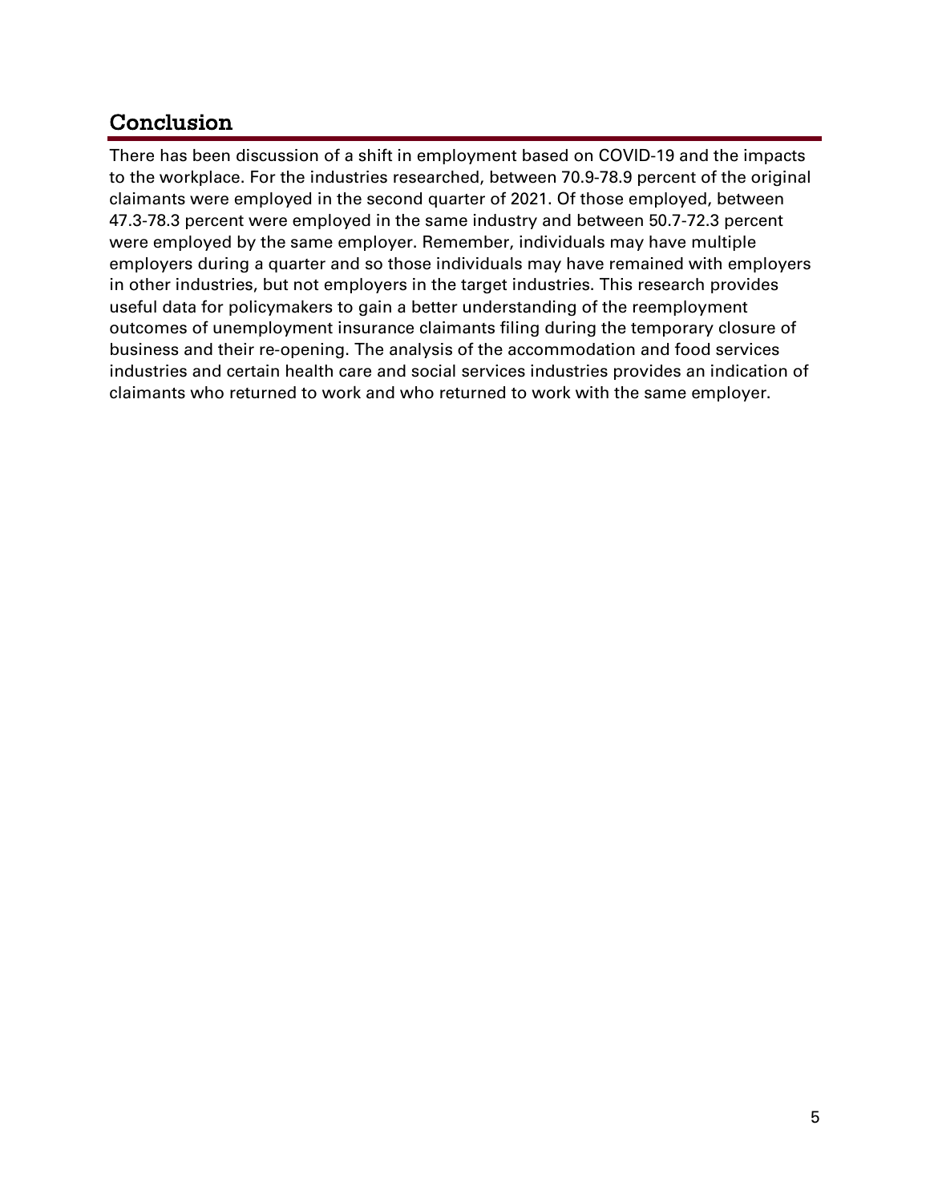## Conclusion

There has been discussion of a shift in employment based on COVID-19 and the impacts to the workplace. For the industries researched, between 70.9-78.9 percent of the original claimants were employed in the second quarter of 2021. Of those employed, between 47.3-78.3 percent were employed in the same industry and between 50.7-72.3 percent were employed by the same employer. Remember, individuals may have multiple employers during a quarter and so those individuals may have remained with employers in other industries, but not employers in the target industries. This research provides useful data for policymakers to gain a better understanding of the reemployment outcomes of unemployment insurance claimants filing during the temporary closure of business and their re-opening. The analysis of the accommodation and food services industries and certain health care and social services industries provides an indication of claimants who returned to work and who returned to work with the same employer.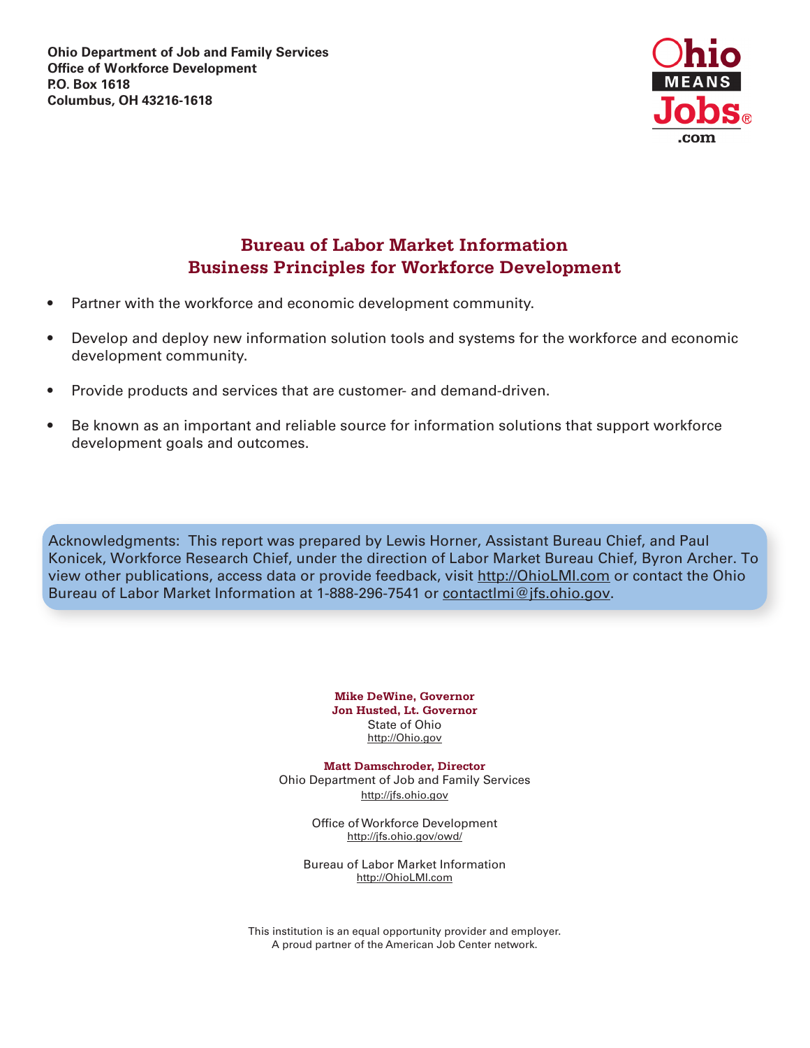**Ohio Department of Job and Family Services**
**Office of Workforce Development**
**P.O. Box 1618**
**Columbus, OH 43216-1618**

Ohio MEANS Jobs® .com

## Bureau of Labor Market Information
## Business Principles for Workforce Development

- Partner with the workforce and economic development community.
- Develop and deploy new information solution tools and systems for the workforce and economic development community.
- Provide products and services that are customer- and demand-driven.
- Be known as an important and reliable source for information solutions that support workforce development goals and outcomes.

Acknowledgments: This report was prepared by Lewis Horner, Assistant Bureau Chief, and Paul Konicek, Workforce Research Chief, under the direction of Labor Market Bureau Chief, Byron Archer. To view other publications, access data or provide feedback, visit http://OhioLMI.com or contact the Ohio Bureau of Labor Market Information at 1-888-296-7541 or contactlmi@jfs.ohio.gov.

**Mike DeWine, Governor**
**Jon Husted, Lt. Governor**
State of Ohio
http://Ohio.gov

**Matt Damschroder, Director**
Ohio Department of Job and Family Services
http://jfs.ohio.gov

Office of Workforce Development
http://jfs.ohio.gov/owd/

Bureau of Labor Market Information
http://OhioLMI.com

This institution is an equal opportunity provider and employer.
A proud partner of the American Job Center network.